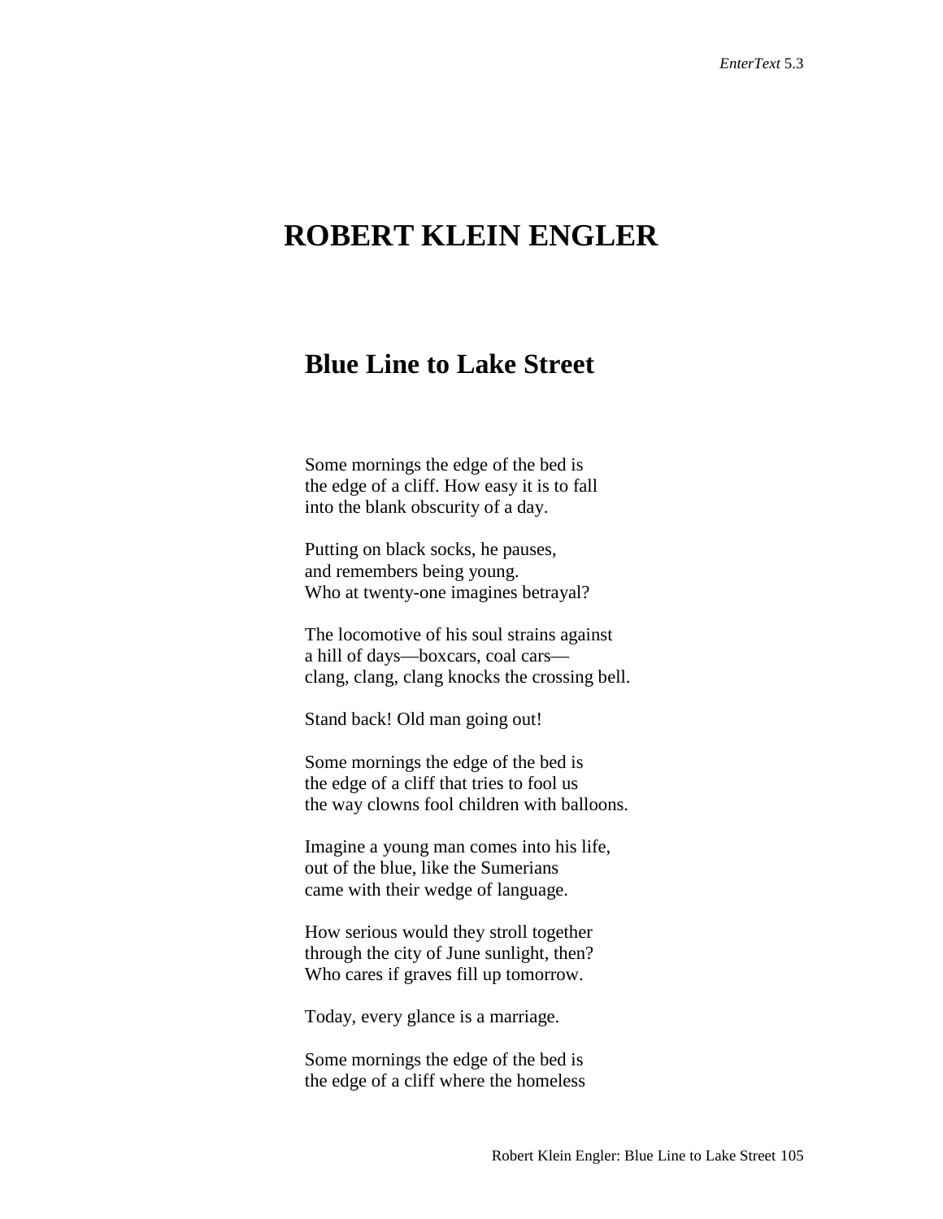# ROBERT KLEIN ENGLER

## Blue Line to Lake Street

Some mornings the edge of the bed is
the edge of a cliff. How easy it is to fall
into the blank obscurity of a day.

Putting on black socks, he pauses,
and remembers being young.
Who at twenty-one imagines betrayal?

The locomotive of his soul strains against
a hill of days—boxcars, coal cars—
clang, clang, clang knocks the crossing bell.

Stand back! Old man going out!

Some mornings the edge of the bed is
the edge of a cliff that tries to fool us
the way clowns fool children with balloons.

Imagine a young man comes into his life,
out of the blue, like the Sumerians
came with their wedge of language.

How serious would they stroll together
through the city of June sunlight, then?
Who cares if graves fill up tomorrow.

Today, every glance is a marriage.

Some mornings the edge of the bed is
the edge of a cliff where the homeless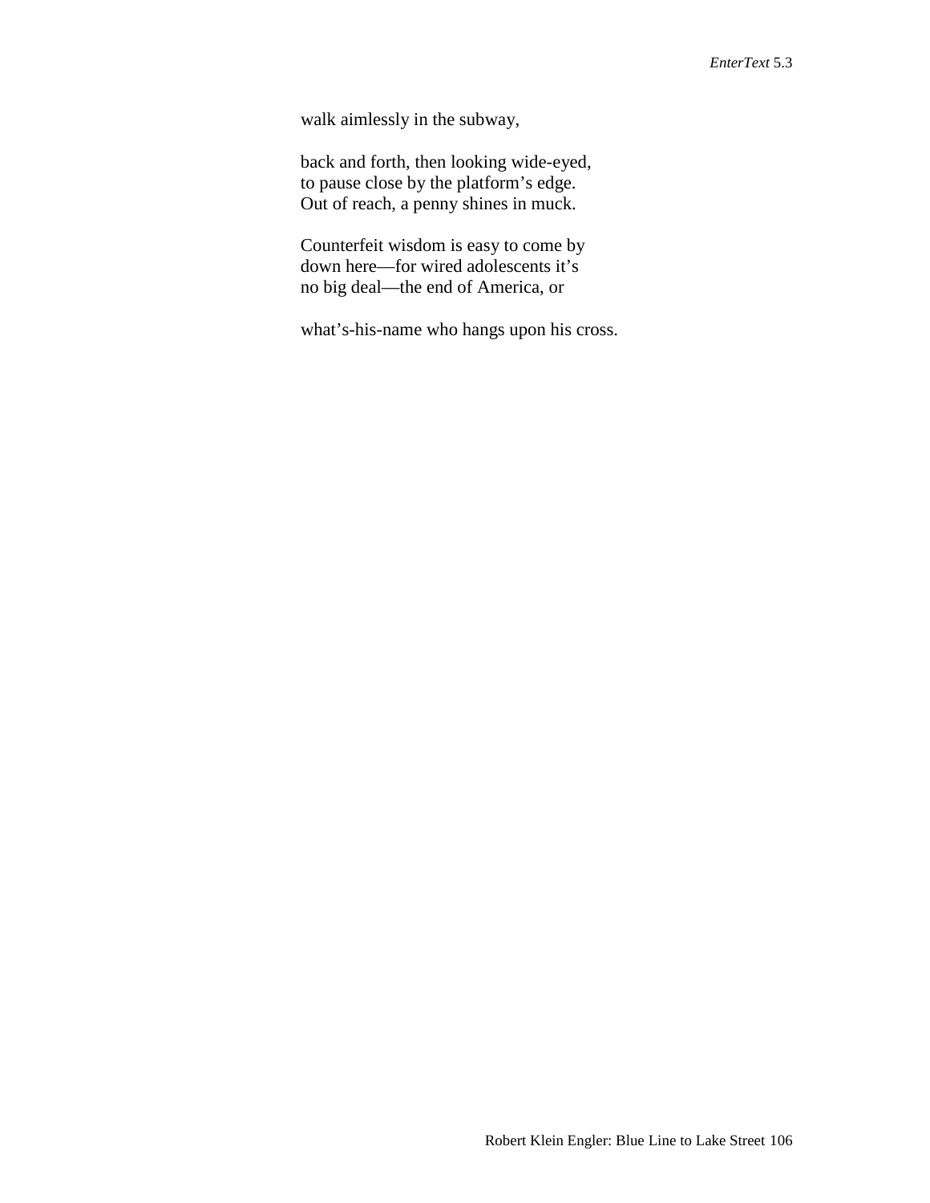walk aimlessly in the subway,

back and forth, then looking wide-eyed,  
to pause close by the platform's edge.  
Out of reach, a penny shines in muck.

Counterfeit wisdom is easy to come by  
down here—for wired adolescents it's  
no big deal—the end of America, or

what's-his-name who hangs upon his cross.